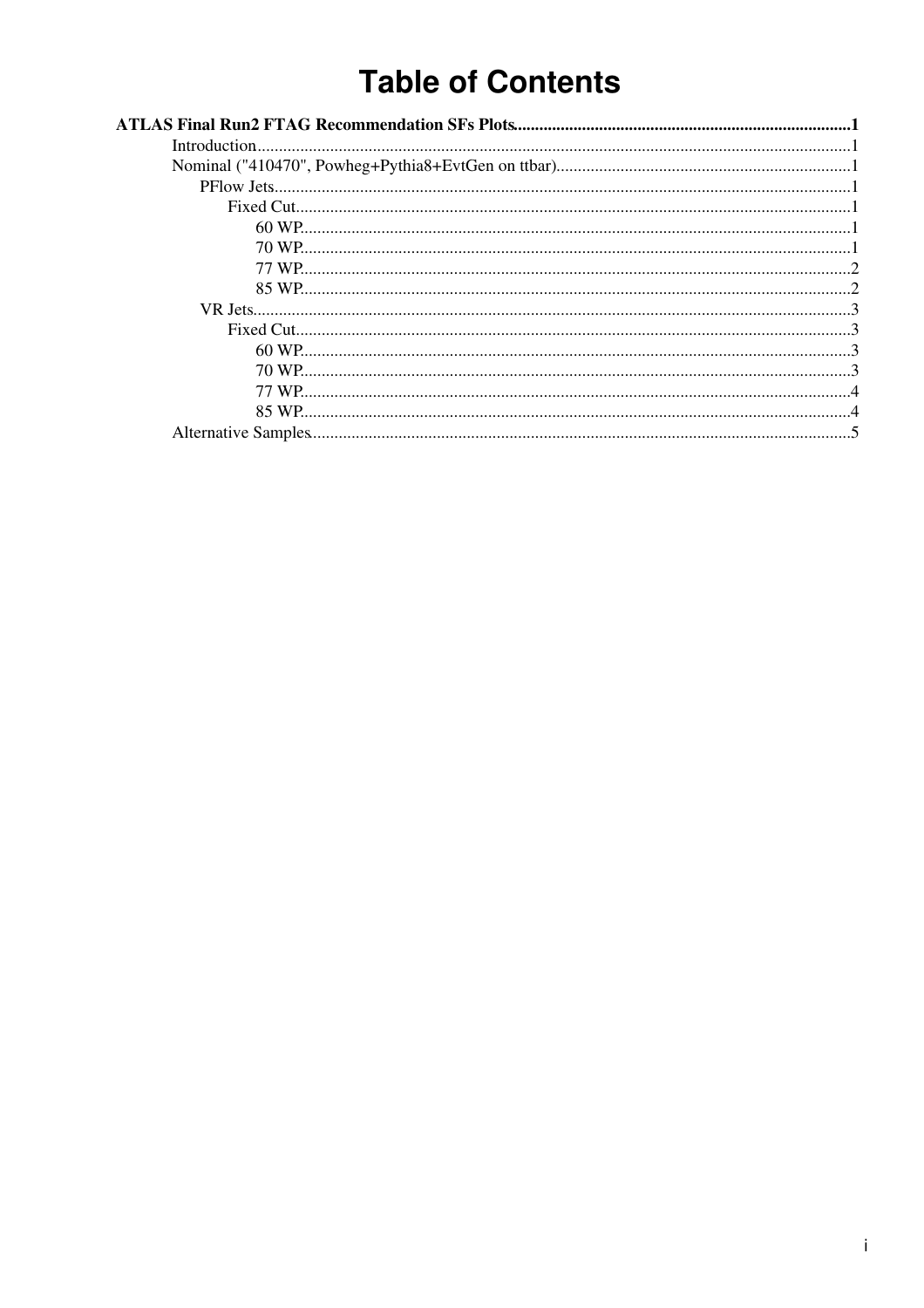# Table of Contents

**ATLAS Final Run2 FTAG Recommendation SFs Plots** ..... 1

- Introduction ..... 1
- Nominal ("410470", Powheg+Pythia8+EvtGen on ttbar) ..... 1
  - PFlow Jets ..... 1
    - Fixed Cut ..... 1
      - 60 WP ..... 1
      - 70 WP ..... 1
      - 77 WP ..... 2
      - 85 WP ..... 2
  - VR Jets ..... 3
    - Fixed Cut ..... 3
      - 60 WP ..... 3
      - 70 WP ..... 3
      - 77 WP ..... 4
      - 85 WP ..... 4
- Alternative Samples ..... 5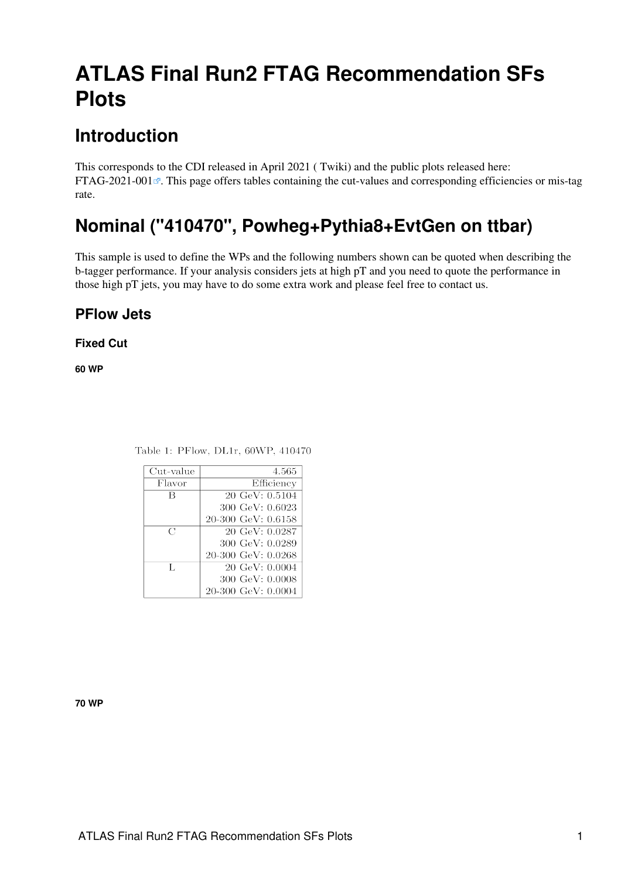# ATLAS Final Run2 FTAG Recommendation SFs Plots

## Introduction

This corresponds to the CDI released in April 2021 ( Twiki) and the public plots released here: FTAG-2021-001. This page offers tables containing the cut-values and corresponding efficiencies or mis-tag rate.

## Nominal ("410470", Powheg+Pythia8+EvtGen on ttbar)

This sample is used to define the WPs and the following numbers shown can be quoted when describing the b-tagger performance. If your analysis considers jets at high pT and you need to quote the performance in those high pT jets, you may have to do some extra work and please feel free to contact us.

### PFlow Jets

#### Fixed Cut

##### 60 WP

Table 1: PFlow, DL1r, 60WP, 410470

| Cut-value | 4.565 |
|---|---|
| Flavor | Efficiency |
| B | 20 GeV: 0.5104<br>300 GeV: 0.6023<br>20-300 GeV: 0.6158 |
| C | 20 GeV: 0.0287<br>300 GeV: 0.0289<br>20-300 GeV: 0.0268 |
| L | 20 GeV: 0.0004<br>300 GeV: 0.0008<br>20-300 GeV: 0.0004 |

##### 70 WP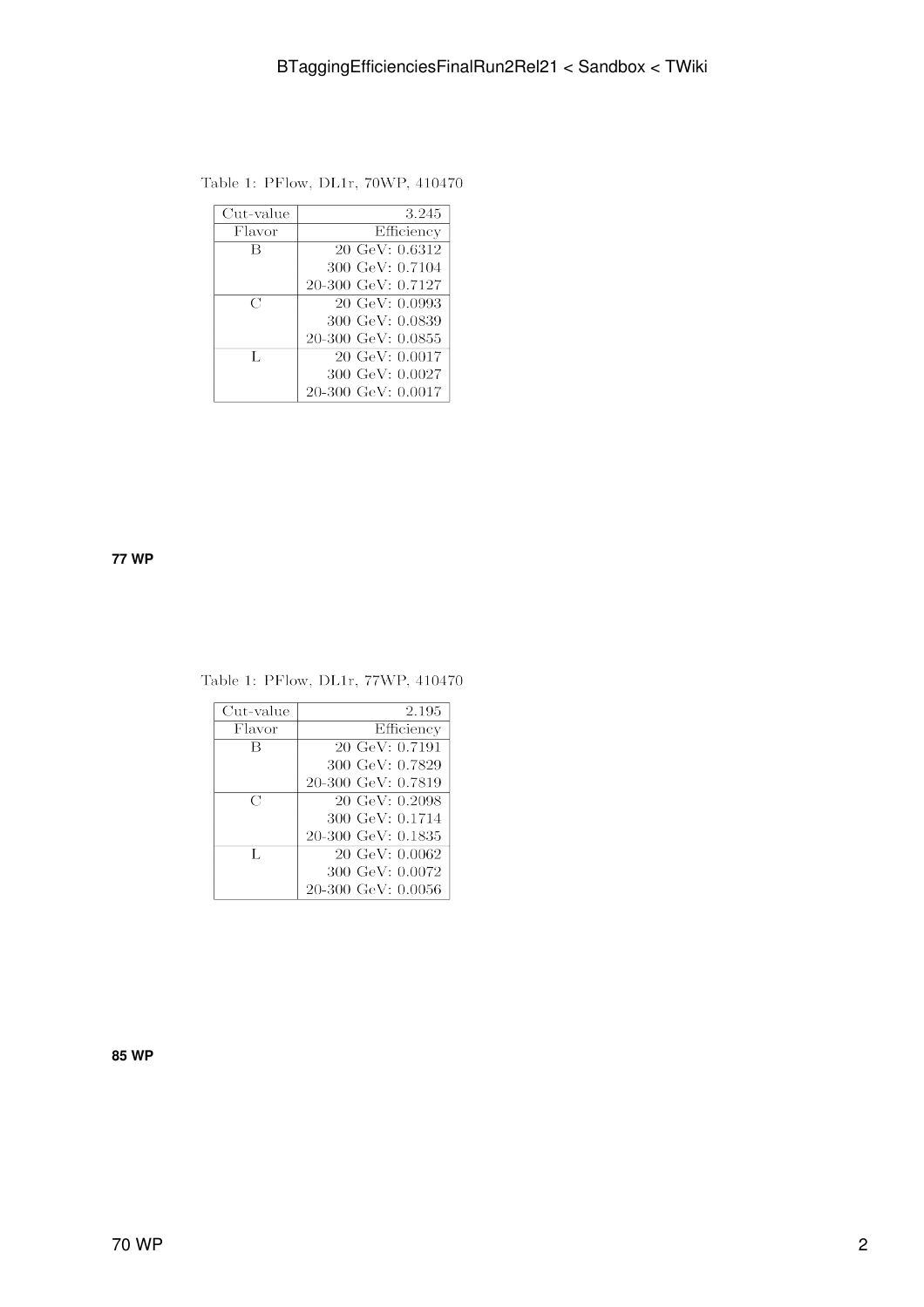Table 1: PFlow, DL1r, 70WP, 410470

| Cut-value | 3.245 |
|---|---|
| Flavor | Efficiency |
| B | 20 GeV: 0.6312 |
| | 300 GeV: 0.7104 |
| | 20-300 GeV: 0.7127 |
| C | 20 GeV: 0.0993 |
| | 300 GeV: 0.0839 |
| | 20-300 GeV: 0.0855 |
| L | 20 GeV: 0.0017 |
| | 300 GeV: 0.0027 |
| | 20-300 GeV: 0.0017 |

**77 WP**

Table 1: PFlow, DL1r, 77WP, 410470

| Cut-value | 2.195 |
|---|---|
| Flavor | Efficiency |
| B | 20 GeV: 0.7191 |
| | 300 GeV: 0.7829 |
| | 20-300 GeV: 0.7819 |
| C | 20 GeV: 0.2098 |
| | 300 GeV: 0.1714 |
| | 20-300 GeV: 0.1835 |
| L | 20 GeV: 0.0062 |
| | 300 GeV: 0.0072 |
| | 20-300 GeV: 0.0056 |

**85 WP**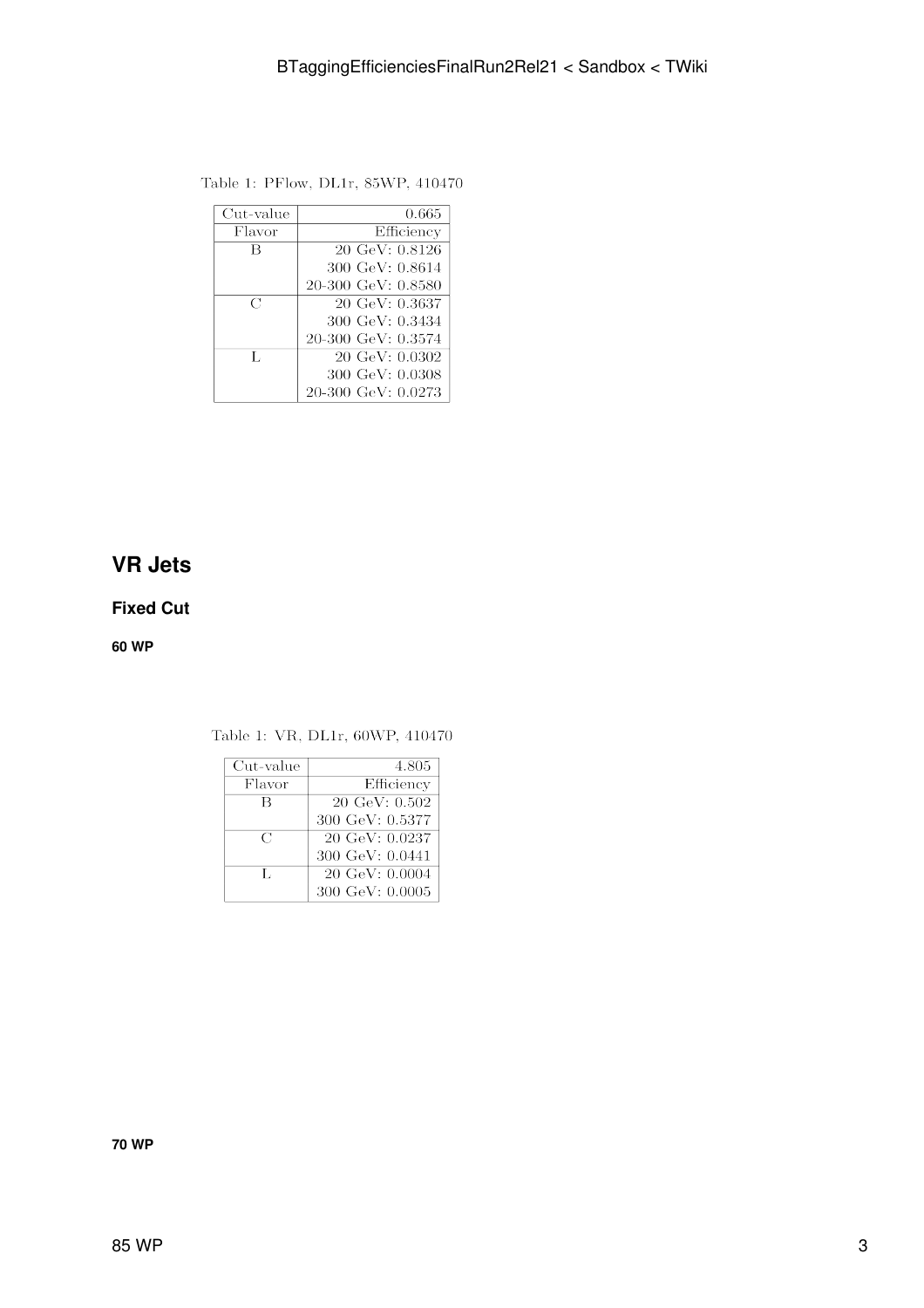Table 1: PFlow, DL1r, 85WP, 410470

| Cut-value | 0.665 |
| --- | --- |
| Flavor | Efficiency |
| B | 20 GeV: 0.8126 |
| | 300 GeV: 0.8614 |
| | 20-300 GeV: 0.8580 |
| C | 20 GeV: 0.3637 |
| | 300 GeV: 0.3434 |
| | 20-300 GeV: 0.3574 |
| L | 20 GeV: 0.0302 |
| | 300 GeV: 0.0308 |
| | 20-300 GeV: 0.0273 |

## VR Jets

### Fixed Cut

#### 60 WP

Table 1: VR, DL1r, 60WP, 410470

| Cut-value | 4.805 |
| --- | --- |
| Flavor | Efficiency |
| B | 20 GeV: 0.502 |
| | 300 GeV: 0.5377 |
| C | 20 GeV: 0.0237 |
| | 300 GeV: 0.0441 |
| L | 20 GeV: 0.0004 |
| | 300 GeV: 0.0005 |

#### 70 WP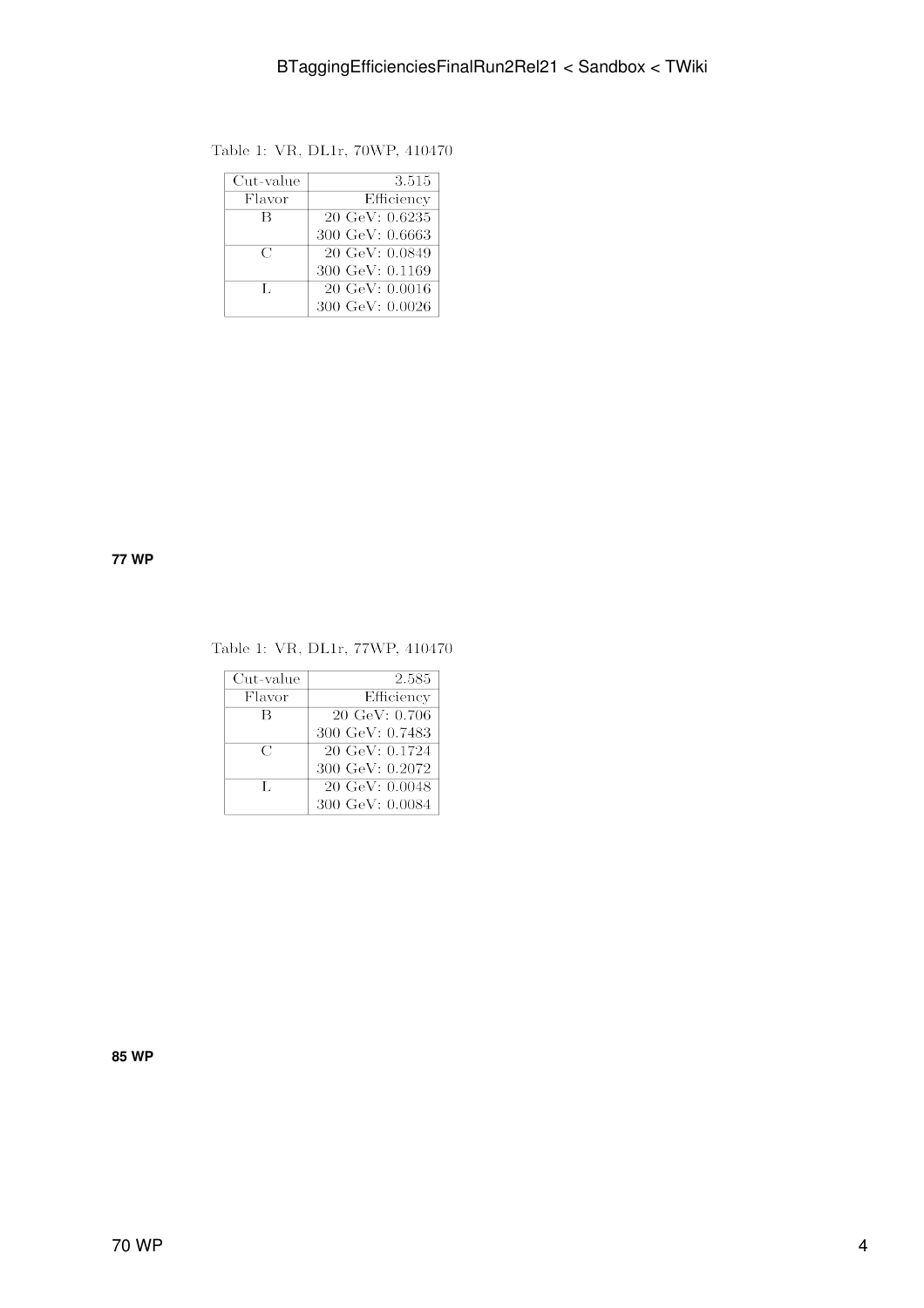Table 1: VR, DL1r, 70WP, 410470

| Cut-value | 3.515 |
| --- | --- |
| Flavor | Efficiency |
| B | 20 GeV: 0.6235 |
| | 300 GeV: 0.6663 |
| C | 20 GeV: 0.0849 |
| | 300 GeV: 0.1169 |
| L | 20 GeV: 0.0016 |
| | 300 GeV: 0.0026 |

**77 WP**

Table 1: VR, DL1r, 77WP, 410470

| Cut-value | 2.585 |
| --- | --- |
| Flavor | Efficiency |
| B | 20 GeV: 0.706 |
| | 300 GeV: 0.7483 |
| C | 20 GeV: 0.1724 |
| | 300 GeV: 0.2072 |
| L | 20 GeV: 0.0048 |
| | 300 GeV: 0.0084 |

**85 WP**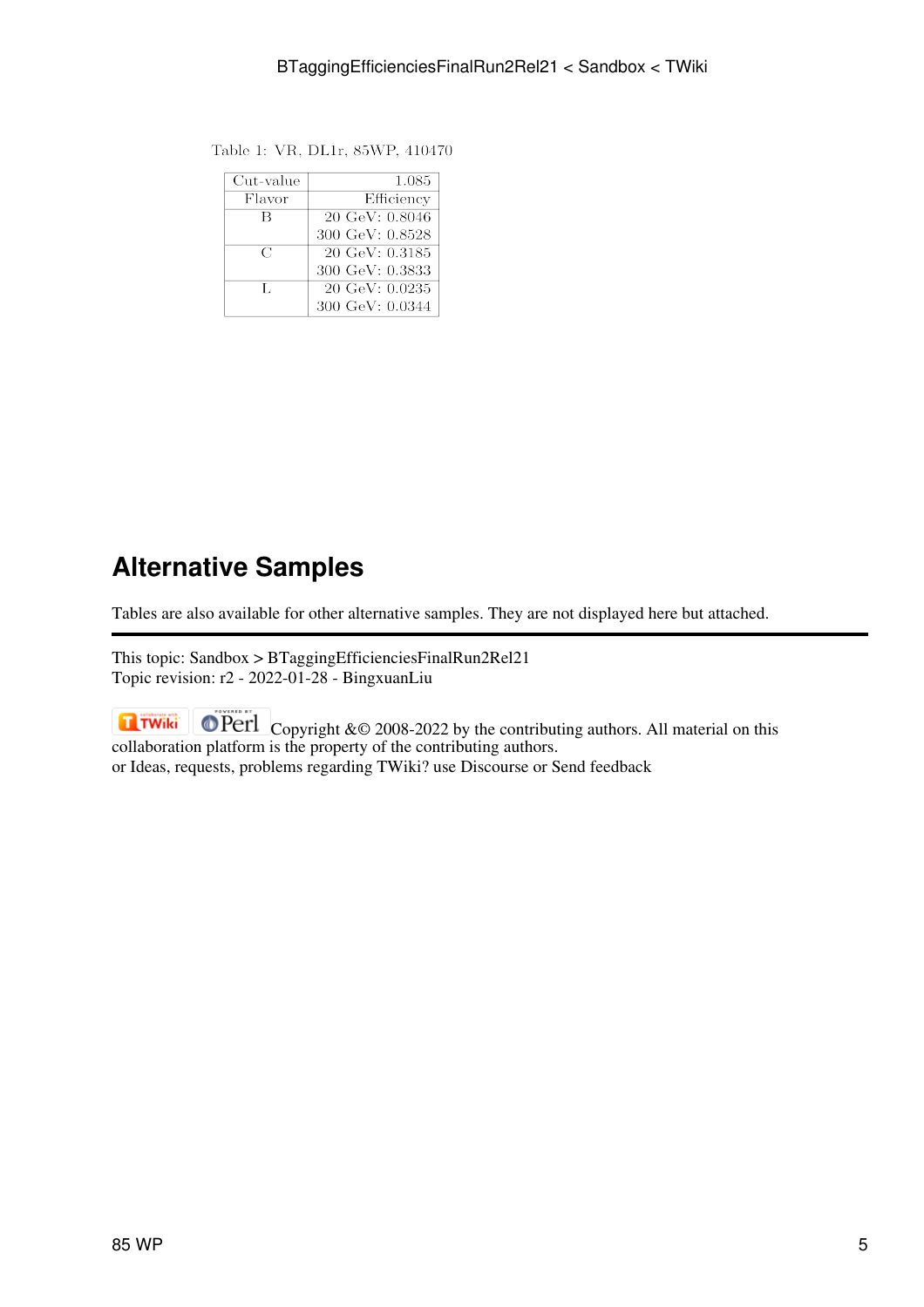Table 1: VR, DL1r, 85WP, 410470

| Cut-value | 1.085 |
| --- | --- |
| Flavor | Efficiency |
| B | 20 GeV: 0.8046<br>300 GeV: 0.8528 |
| C | 20 GeV: 0.3185<br>300 GeV: 0.3833 |
| L | 20 GeV: 0.0235<br>300 GeV: 0.0344 |

## Alternative Samples

Tables are also available for other alternative samples. They are not displayed here but attached.

This topic: Sandbox > BTaggingEfficienciesFinalRun2Rel21
Topic revision: r2 - 2022-01-28 - BingxuanLiu

Copyright &© 2008-2022 by the contributing authors. All material on this collaboration platform is the property of the contributing authors.
or Ideas, requests, problems regarding TWiki? use Discourse or Send feedback